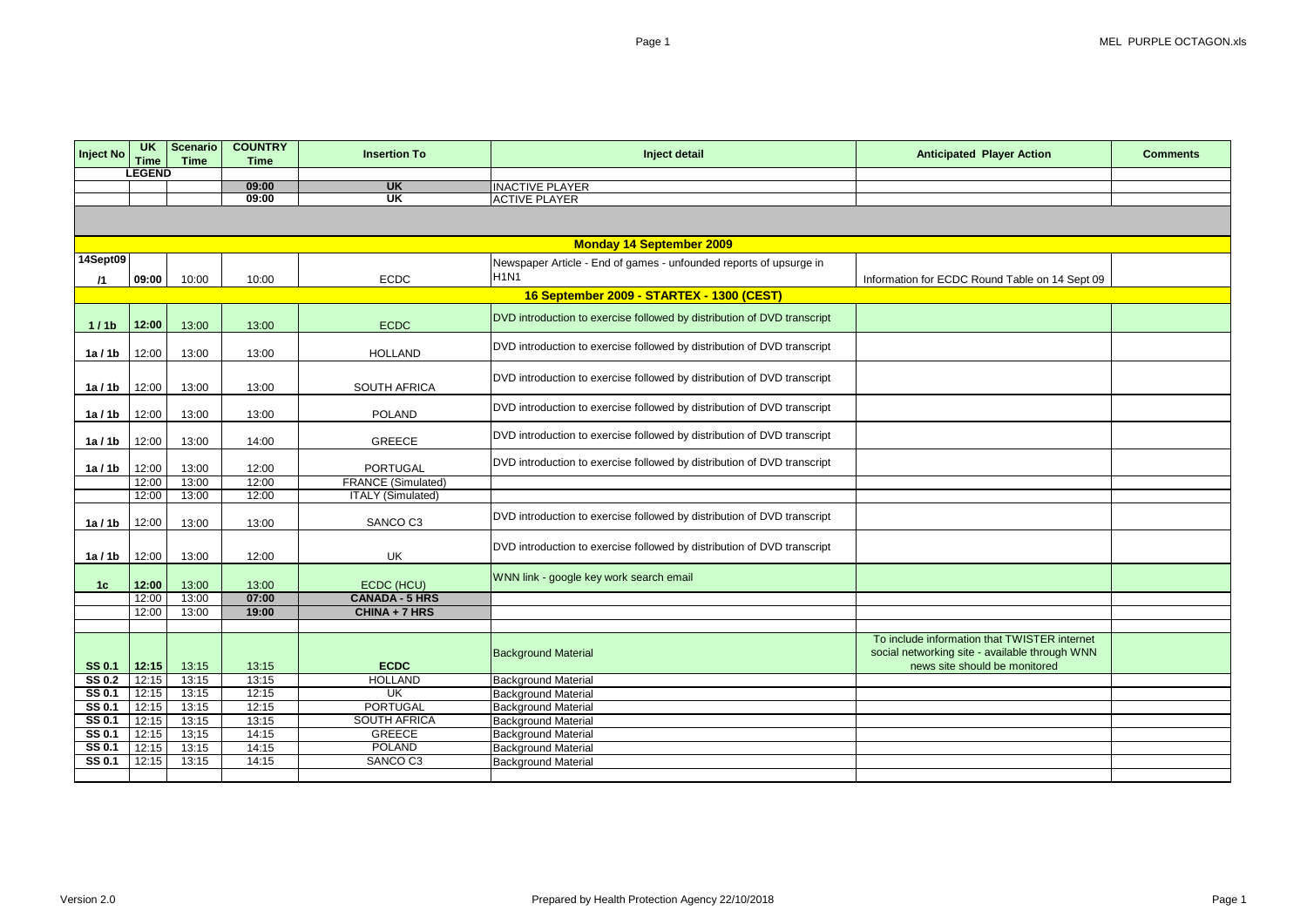| Inject No | UK Time | Scenario Time | COUNTRY Time | Insertion To | Inject detail | Anticipated Player Action | Comments |
|---|---|---|---|---|---|---|---|
| **LEGEND** | | | | | | | |
| | | | **09:00** | **UK** | INACTIVE PLAYER | | |
| | | | **09:00** | **UK** | ACTIVE PLAYER | | |
| | | | | | | | |
| **Monday 14 September 2009** | | | | | | | |
| **14Sept09 /1** | **09:00** | 10:00 | 10:00 | ECDC | Newspaper Article - End of games - unfounded reports of upsurge in H1N1 | Information for ECDC Round Table on 14 Sept 09 | |
| **16 September 2009 - STARTEX - 1300 (CEST)** | | | | | | | |
| **1 / 1b** | **12:00** | 13:00 | 13:00 | ECDC | DVD introduction to exercise followed by distribution of DVD transcript | | |
| **1a / 1b** | 12:00 | 13:00 | 13:00 | HOLLAND | DVD introduction to exercise followed by distribution of DVD transcript | | |
| **1a / 1b** | 12:00 | 13:00 | 13:00 | SOUTH AFRICA | DVD introduction to exercise followed by distribution of DVD transcript | | |
| **1a / 1b** | 12:00 | 13:00 | 13:00 | POLAND | DVD introduction to exercise followed by distribution of DVD transcript | | |
| **1a / 1b** | 12:00 | 13:00 | 14:00 | GREECE | DVD introduction to exercise followed by distribution of DVD transcript | | |
| **1a / 1b** | 12:00 | 13:00 | 12:00 | PORTUGAL | DVD introduction to exercise followed by distribution of DVD transcript | | |
| | 12:00 | 13:00 | 12:00 | FRANCE (Simulated) | | | |
| | 12:00 | 13:00 | 12:00 | ITALY (Simulated) | | | |
| **1a / 1b** | 12:00 | 13:00 | 13:00 | SANCO C3 | DVD introduction to exercise followed by distribution of DVD transcript | | |
| **1a / 1b** | 12:00 | 13:00 | 12:00 | UK | DVD introduction to exercise followed by distribution of DVD transcript | | |
| **1c** | **12:00** | 13:00 | 13:00 | ECDC (HCU) | WNN link - google key work search email | | |
| | 12:00 | 13:00 | **07:00** | **CANADA - 5 HRS** | | | |
| | 12:00 | 13:00 | **19:00** | **CHINA + 7 HRS** | | | |
| | | | | | | | |
| **SS 0.1** | **12:15** | 13:15 | 13:15 | **ECDC** | Background Material | To include information that TWISTER internet social networking site - available through WNN news site should be monitored | |
| **SS 0.2** | 12:15 | 13:15 | 13:15 | HOLLAND | Background Material | | |
| **SS 0.1** | 12:15 | 13:15 | 12:15 | UK | Background Material | | |
| **SS 0.1** | 12:15 | 13:15 | 12:15 | PORTUGAL | Background Material | | |
| **SS 0.1** | 12:15 | 13:15 | 13:15 | SOUTH AFRICA | Background Material | | |
| **SS 0.1** | 12:15 | 13;15 | 14:15 | GREECE | Background Material | | |
| **SS 0.1** | 12:15 | 13:15 | 14:15 | POLAND | Background Material | | |
| **SS 0.1** | 12:15 | 13:15 | 14:15 | SANCO C3 | Background Material | | |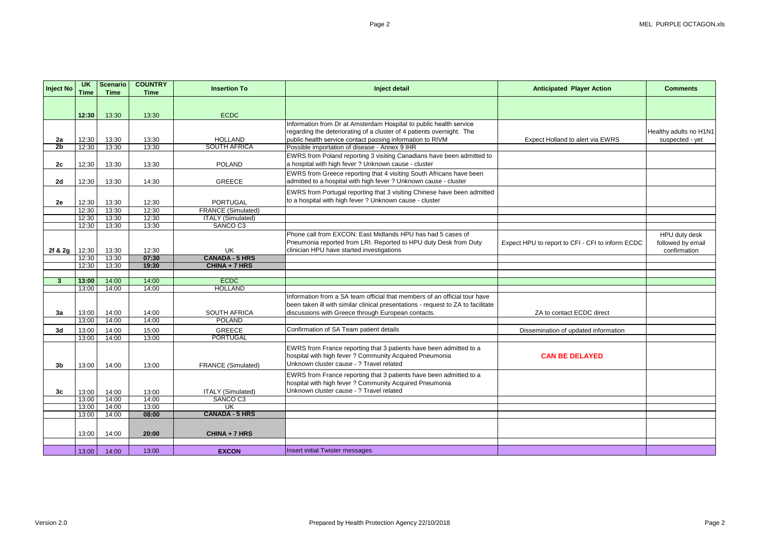| Inject No | UK Time | Scenario Time | COUNTRY Time | Insertion To | Inject detail | Anticipated Player Action | Comments |
|---|---|---|---|---|---|---|---|
| | **12:30** | 13:30 | 13:30 | ECDC | | | |
| 2a | 12:30 | 13:30 | 13:30 | HOLLAND | Information from Dr at Amsterdam Hospital to public health service regarding the deteriorating of a cluster of 4 patients overnight. The public health service contact passing information to RIVM | Expect Holland to alert via EWRS | Healthy adults no H1N1 suspected - yet |
| 2b | 12:30 | 13:30 | 13:30 | SOUTH AFRICA | Possible importation of disease - Annex 9 IHR | | |
| 2c | 12:30 | 13:30 | 13:30 | POLAND | EWRS from Poland reporting 3 visiting Canadians have been admitted to a hospital with high fever ? Unknown cause - cluster | | |
| 2d | 12:30 | 13:30 | 14:30 | GREECE | EWRS from Greece reporting that 4 visiting South Africans have been admitted to a hospital with high fever ? Unknown cause - cluster | | |
| 2e | 12:30 | 13:30 | 12:30 | PORTUGAL | EWRS from Portugal reporting that 3 visiting Chinese have been admitted to a hospital with high fever ? Unknown cause - cluster | | |
| | 12:30 | 13:30 | 12:30 | FRANCE (Simulated) | | | |
| | 12:30 | 13:30 | 12:30 | ITALY (Simulated) | | | |
| | 12:30 | 13:30 | 13:30 | SANCO C3 | | | |
| 2f & 2g | 12:30 | 13:30 | 12:30 | UK | Phone call from EXCON: East Midlands HPU has had 5 cases of Pneumonia reported from LRI. Reported to HPU duty Desk from Duty clinician HPU have started investigations | Expect HPU to report to CFI - CFI to inform ECDC | HPU duty desk followed by email confirmation |
| | 12:30 | 13:30 | **07:30** | **CANADA - 5 HRS** | | | |
| | 12:30 | 13:30 | **19:30** | **CHINA + 7 HRS** | | | |
| | | | | | | | |
| **3** | **13:00** | 14:00 | 14:00 | ECDC | | | |
| | 13:00 | 14:00 | 14:00 | HOLLAND | | | |
| 3a | 13:00 | 14:00 | 14:00 | SOUTH AFRICA | Information from a SA team official that members of an official tour have been taken ill with similar clinical presentations - request to ZA to facilitate discussions with Greece through European contacts. | ZA to contact ECDC direct | |
| | 13:00 | 14:00 | 14:00 | POLAND | | | |
| 3d | 13:00 | 14:00 | 15:00 | GREECE | Confirmation of SA Team patient details | Dissemination of updated information | |
| | 13:00 | 14:00 | 13:00 | PORTUGAL | | | |
| 3b | 13:00 | 14:00 | 13:00 | FRANCE (Simulated) | EWRS from France reporting that 3 patients have been admitted to a hospital with high fever ? Community Acquired Pneumonia Unknown cluster cause - ? Travel related | **CAN BE DELAYED** | |
| 3c | 13:00 | 14:00 | 13:00 | ITALY (Simulated) | EWRS from France reporting that 3 patients have been admitted to a hospital with high fever ? Community Acquired Pneumonia Unknown cluster cause - ? Travel related | | |
| | 13:00 | 14:00 | 13:00 | SANCO C3 | | | |
| | 13:00 | 14:00 | 13:00 | UK | | | |
| | 13:00 | 14:00 | **08:00** | **CANADA - 5 HRS** | | | |
| | 13:00 | 14:00 | **20:00** | **CHINA + 7 HRS** | | | |
| | | | | | | | |
| | 13:00 | 14:00 | 13:00 | **EXCON** | Insert initial Twister messages | | |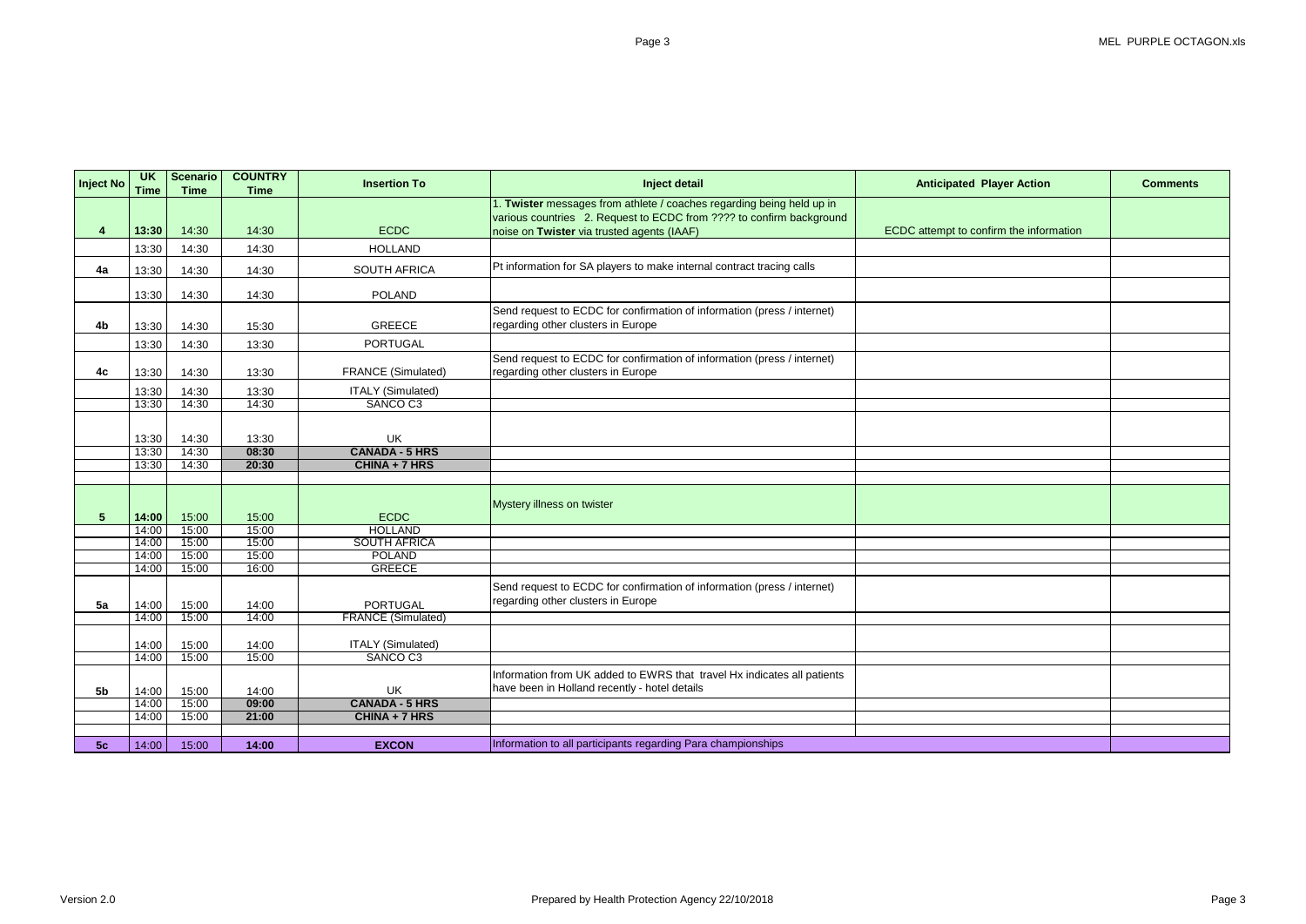| Inject No | UK Time | Scenario Time | COUNTRY Time | Insertion To | Inject detail | Anticipated Player Action | Comments |
|---|---|---|---|---|---|---|---|
| **4** | **13:30** | 14:30 | 14:30 | ECDC | 1. **Twister** messages from athlete / coaches regarding being held up in various countries 2. Request to ECDC from ???? to confirm background noise on **Twister** via trusted agents (IAAF) | ECDC attempt to confirm the information | |
| | 13:30 | 14:30 | 14:30 | HOLLAND | | | |
| **4a** | 13:30 | 14:30 | 14:30 | SOUTH AFRICA | Pt information for SA players to make internal contract tracing calls | | |
| | 13:30 | 14:30 | 14:30 | POLAND | | | |
| **4b** | 13:30 | 14:30 | 15:30 | GREECE | Send request to ECDC for confirmation of information (press / internet) regarding other clusters in Europe | | |
| | 13:30 | 14:30 | 13:30 | PORTUGAL | | | |
| **4c** | 13:30 | 14:30 | 13:30 | FRANCE (Simulated) | Send request to ECDC for confirmation of information (press / internet) regarding other clusters in Europe | | |
| | 13:30 | 14:30 | 13:30 | ITALY (Simulated) | | | |
| | 13:30 | 14:30 | 14:30 | SANCO C3 | | | |
| | 13:30 | 14:30 | 13:30 | UK | | | |
| | 13:30 | 14:30 | **08:30** | **CANADA - 5 HRS** | | | |
| | 13:30 | 14:30 | **20:30** | **CHINA + 7 HRS** | | | |
| | | | | | | | |
| **5** | **14:00** | 15:00 | 15:00 | ECDC | Mystery illness on twister | | |
| | 14:00 | 15:00 | 15:00 | HOLLAND | | | |
| | 14:00 | 15:00 | 15:00 | SOUTH AFRICA | | | |
| | 14:00 | 15:00 | 15:00 | POLAND | | | |
| | 14:00 | 15:00 | 16:00 | GREECE | | | |
| **5a** | 14:00 | 15:00 | 14:00 | PORTUGAL | Send request to ECDC for confirmation of information (press / internet) regarding other clusters in Europe | | |
| | 14:00 | 15:00 | 14:00 | FRANCE (Simulated) | | | |
| | 14:00 | 15:00 | 14:00 | ITALY (Simulated) | | | |
| | 14:00 | 15:00 | 15:00 | SANCO C3 | | | |
| **5b** | 14:00 | 15:00 | 14:00 | UK | Information from UK added to EWRS that travel Hx indicates all patients have been in Holland recently - hotel details | | |
| | 14:00 | 15:00 | **09:00** | **CANADA - 5 HRS** | | | |
| | 14:00 | 15:00 | **21:00** | **CHINA + 7 HRS** | | | |
| | | | | | | | |
| **5c** | 14:00 | 15:00 | **14:00** | **EXCON** | Information to all participants regarding Para championships | | |

Version 2.0

Prepared by Health Protection Agency 22/10/2018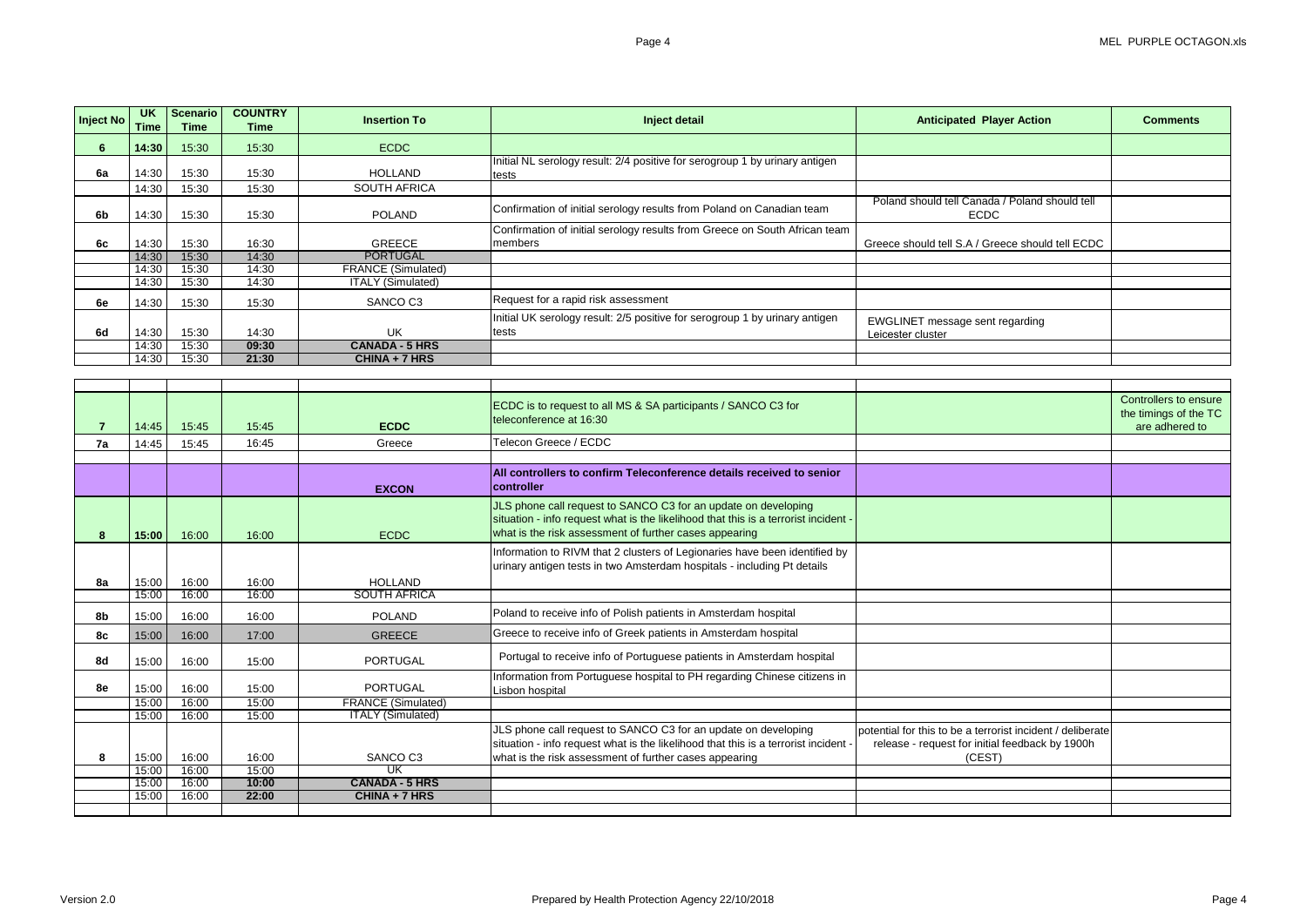| Inject No | UK Time | Scenario Time | COUNTRY Time | Insertion To | Inject detail | Anticipated Player Action | Comments |
|---|---|---|---|---|---|---|---|
| 6 | 14:30 | 15:30 | 15:30 | ECDC | | | |
| 6a | 14:30 | 15:30 | 15:30 | HOLLAND | Initial NL serology result: 2/4 positive for serogroup 1 by urinary antigen tests | | |
| | 14:30 | 15:30 | 15:30 | SOUTH AFRICA | | | |
| 6b | 14:30 | 15:30 | 15:30 | POLAND | Confirmation of initial serology results from Poland on Canadian team | Poland should tell Canada / Poland should tell ECDC | |
| 6c | 14:30 | 15:30 | 16:30 | GREECE | Confirmation of initial serology results from Greece on South African team members | Greece should tell S.A / Greece should tell ECDC | |
| | 14:30 | 15:30 | 14:30 | PORTUGAL | | | |
| | 14:30 | 15:30 | 14:30 | FRANCE (Simulated) | | | |
| | 14:30 | 15:30 | 14:30 | ITALY (Simulated) | | | |
| 6e | 14:30 | 15:30 | 15:30 | SANCO C3 | Request for a rapid risk assessment | | |
| 6d | 14:30 | 15:30 | 14:30 | UK | Initial UK serology result: 2/5 positive for serogroup 1 by urinary antigen tests | EWGLINET message sent regarding Leicester cluster | |
| | 14:30 | 15:30 | 09:30 | CANADA - 5 HRS | | | |
| | 14:30 | 15:30 | 21:30 | CHINA + 7 HRS | | | |

| Inject No | UK Time | Scenario Time | COUNTRY Time | Insertion To | Inject detail | Anticipated Player Action | Comments |
|---|---|---|---|---|---|---|---|
| 7 | 14:45 | 15:45 | 15:45 | ECDC | ECDC is to request to all MS & SA participants / SANCO C3 for teleconference at 16:30 | | Controllers to ensure the timings of the TC are adhered to |
| 7a | 14:45 | 15:45 | 16:45 | Greece | Telecon Greece / ECDC | | |
| | | | | | | | |
| | | | | EXCON | **All controllers to confirm Teleconference details received to senior controller** | | |
| 8 | 15:00 | 16:00 | 16:00 | ECDC | JLS phone call request to SANCO C3 for an update on developing situation - info request what is the likelihood that this is a terrorist incident - what is the risk assessment of further cases appearing | | |
| 8a | 15:00 | 16:00 | 16:00 | HOLLAND | Information to RIVM that 2 clusters of Legionaries have been identified by urinary antigen tests in two Amsterdam hospitals - including Pt details | | |
| | 15:00 | 16:00 | 16:00 | SOUTH AFRICA | | | |
| 8b | 15:00 | 16:00 | 16:00 | POLAND | Poland to receive info of Polish patients in Amsterdam hospital | | |
| 8c | 15:00 | 16:00 | 17:00 | GREECE | Greece to receive info of Greek patients in Amsterdam hospital | | |
| 8d | 15:00 | 16:00 | 15:00 | PORTUGAL | Portugal to receive info of Portuguese patients in Amsterdam hospital | | |
| 8e | 15:00 | 16:00 | 15:00 | PORTUGAL | Information from Portuguese hospital to PH regarding Chinese citizens in Lisbon hospital | | |
| | 15:00 | 16:00 | 15:00 | FRANCE (Simulated) | | | |
| | 15:00 | 16:00 | 15:00 | ITALY (Simulated) | | | |
| 8 | 15:00 | 16:00 | 16:00 | SANCO C3 | JLS phone call request to SANCO C3 for an update on developing situation - info request what is the likelihood that this is a terrorist incident - what is the risk assessment of further cases appearing | potential for this to be a terrorist incident / deliberate release - request for initial feedback by 1900h (CEST) | |
| | 15:00 | 16:00 | 15:00 | UK | | | |
| | 15:00 | 16:00 | 10:00 | CANADA - 5 HRS | | | |
| | 15:00 | 16:00 | 22:00 | CHINA + 7 HRS | | | |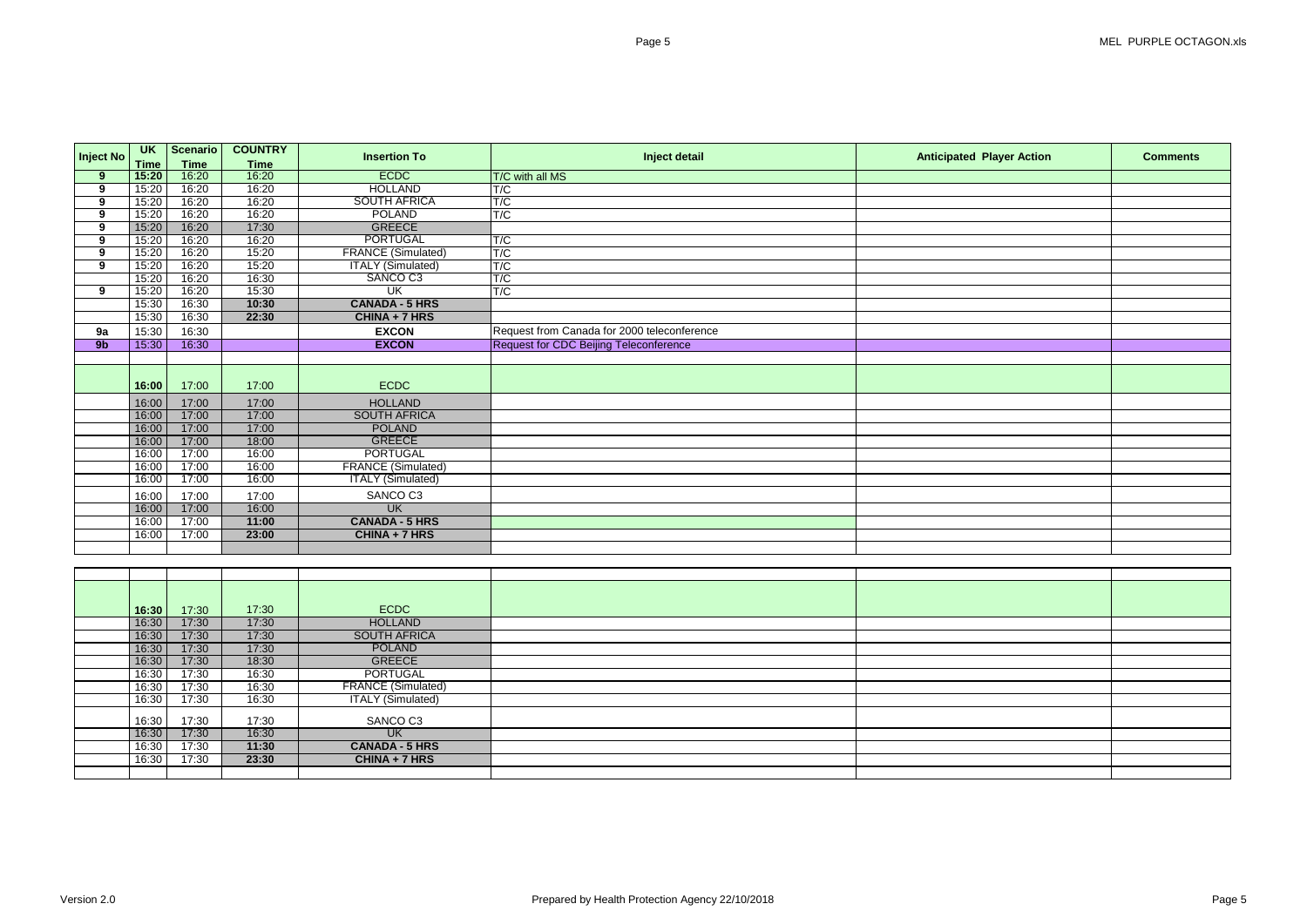| Inject No | UK Time | Scenario Time | COUNTRY Time | Insertion To | Inject detail | Anticipated Player Action | Comments |
|---|---|---|---|---|---|---|---|
| 9 | **15:20** | 16:20 | 16:20 | ECDC | T/C with all MS | | |
| 9 | 15:20 | 16:20 | 16:20 | HOLLAND | T/C | | |
| 9 | 15:20 | 16:20 | 16:20 | SOUTH AFRICA | T/C | | |
| 9 | 15:20 | 16:20 | 16:20 | POLAND | T/C | | |
| 9 | 15:20 | 16:20 | 17:30 | GREECE | | | |
| 9 | 15:20 | 16:20 | 16:20 | PORTUGAL | T/C | | |
| 9 | 15:20 | 16:20 | 15:20 | FRANCE (Simulated) | T/C | | |
| 9 | 15:20 | 16:20 | 15:20 | ITALY (Simulated) | T/C | | |
| | 15:20 | 16:20 | 16:30 | SANCO C3 | T/C | | |
| 9 | 15:20 | 16:20 | 15:30 | UK | T/C | | |
| | 15:30 | 16:30 | **10:30** | **CANADA - 5 HRS** | | | |
| | 15:30 | 16:30 | **22:30** | **CHINA + 7 HRS** | | | |
| **9a** | 15:30 | 16:30 | | **EXCON** | Request from Canada for 2000 teleconference | | |
| **9b** | 15:30 | 16:30 | | **EXCON** | Request for CDC Beijing Teleconference | | |
| | | | | | | | |
| | **16:00** | 17:00 | 17:00 | ECDC | | | |
| | 16:00 | 17:00 | 17:00 | HOLLAND | | | |
| | 16:00 | 17:00 | 17:00 | SOUTH AFRICA | | | |
| | 16:00 | 17:00 | 17:00 | POLAND | | | |
| | 16:00 | 17:00 | 18:00 | GREECE | | | |
| | 16:00 | 17:00 | 16:00 | PORTUGAL | | | |
| | 16:00 | 17:00 | 16:00 | FRANCE (Simulated) | | | |
| | 16:00 | 17:00 | 16:00 | ITALY (Simulated) | | | |
| | 16:00 | 17:00 | 17:00 | SANCO C3 | | | |
| | 16:00 | 17:00 | 16:00 | UK | | | |
| | 16:00 | 17:00 | **11:00** | **CANADA - 5 HRS** | | | |
| | 16:00 | 17:00 | **23:00** | **CHINA + 7 HRS** | | | |
| | | | | | | | |
| | | | | | | | |
| | **16:30** | 17:30 | 17:30 | ECDC | | | |
| | 16:30 | 17:30 | 17:30 | HOLLAND | | | |
| | 16:30 | 17:30 | 17:30 | SOUTH AFRICA | | | |
| | 16:30 | 17:30 | 17:30 | POLAND | | | |
| | 16:30 | 17:30 | 18:30 | GREECE | | | |
| | 16:30 | 17:30 | 16:30 | PORTUGAL | | | |
| | 16:30 | 17:30 | 16:30 | FRANCE (Simulated) | | | |
| | 16:30 | 17:30 | 16:30 | ITALY (Simulated) | | | |
| | 16:30 | 17:30 | 17:30 | SANCO C3 | | | |
| | 16:30 | 17:30 | 16:30 | UK | | | |
| | 16:30 | 17:30 | **11:30** | **CANADA - 5 HRS** | | | |
| | 16:30 | 17:30 | **23:30** | **CHINA + 7 HRS** | | | |
| | | | | | | | |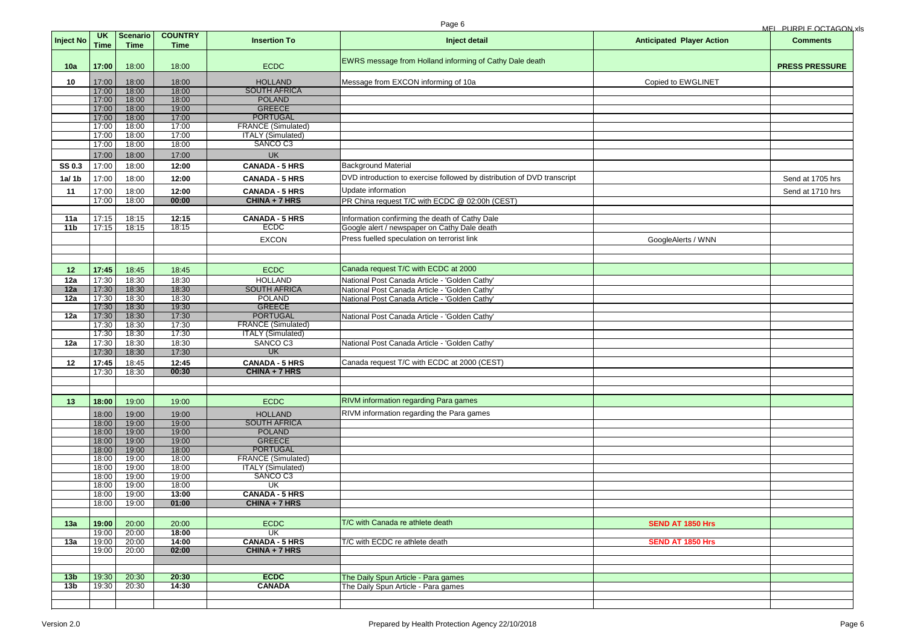| Inject No | UK Time | Scenario Time | COUNTRY Time | Insertion To | Inject detail | Anticipated Player Action | Comments |
|---|---|---|---|---|---|---|---|
| 10a | 17:00 | 18:00 | 18:00 | ECDC | EWRS message from Holland informing of Cathy Dale death | | PRESS PRESSURE |
| 10 | 17:00 | 18:00 | 18:00 | HOLLAND | Message from EXCON informing of 10a | Copied to EWGLINET | |
| | 17:00 | 18:00 | 18:00 | SOUTH AFRICA | | | |
| | 17:00 | 18:00 | 18:00 | POLAND | | | |
| | 17:00 | 18:00 | 19:00 | GREECE | | | |
| | 17:00 | 18:00 | 17:00 | PORTUGAL | | | |
| | 17:00 | 18:00 | 17:00 | FRANCE (Simulated) | | | |
| | 17:00 | 18:00 | 17:00 | ITALY (Simulated) | | | |
| | 17:00 | 18:00 | 18:00 | SANCO C3 | | | |
| | 17:00 | 18:00 | 17:00 | UK | | | |
| SS 0.3 | 17:00 | 18:00 | 12:00 | CANADA - 5 HRS | Background Material | | |
| 1a/ 1b | 17:00 | 18:00 | 12:00 | CANADA - 5 HRS | DVD introduction to exercise followed by distribution of DVD transcript | | Send at 1705 hrs |
| 11 | 17:00 | 18:00 | 12:00 | CANADA - 5 HRS | Update information | | Send at 1710 hrs |
| | 17:00 | 18:00 | 00:00 | CHINA + 7 HRS | PR China request T/C with ECDC @ 02:00h (CEST) | | |
| | | | | | | | |
| 11a | 17:15 | 18:15 | 12:15 | CANADA - 5 HRS | Information confirming the death of Cathy Dale | | |
| 11b | 17:15 | 18:15 | 18:15 | ECDC | Google alert / newspaper on Cathy Dale death | | |
| | | | | EXCON | Press fuelled speculation on terrorist link | GoogleAlerts / WNN | |
| | | | | | | | |
| | | | | | | | |
| 12 | 17:45 | 18:45 | 18:45 | ECDC | Canada request T/C with ECDC at 2000 | | |
| 12a | 17:30 | 18:30 | 18:30 | HOLLAND | National Post Canada Article - 'Golden Cathy' | | |
| 12a | 17:30 | 18:30 | 18:30 | SOUTH AFRICA | National Post Canada Article - 'Golden Cathy' | | |
| 12a | 17:30 | 18:30 | 18:30 | POLAND | National Post Canada Article - 'Golden Cathy' | | |
| | 17:30 | 18:30 | 19:30 | GREECE | | | |
| 12a | 17:30 | 18:30 | 17:30 | PORTUGAL | National Post Canada Article - 'Golden Cathy' | | |
| | 17:30 | 18:30 | 17:30 | FRANCE (Simulated) | | | |
| | 17:30 | 18:30 | 17:30 | ITALY (Simulated) | | | |
| 12a | 17:30 | 18:30 | 18:30 | SANCO C3 | National Post Canada Article - 'Golden Cathy' | | |
| | 17:30 | 18:30 | 17:30 | UK | | | |
| 12 | 17:45 | 18:45 | 12:45 | CANADA - 5 HRS | Canada request T/C with ECDC at 2000 (CEST) | | |
| | 17:30 | 18:30 | 00:30 | CHINA + 7 HRS | | | |
| | | | | | | | |
| | | | | | | | |
| 13 | 18:00 | 19:00 | 19:00 | ECDC | RIVM information regarding Para games | | |
| | 18:00 | 19:00 | 19:00 | HOLLAND | RIVM information regarding the Para games | | |
| | 18:00 | 19:00 | 19:00 | SOUTH AFRICA | | | |
| | 18:00 | 19:00 | 19:00 | POLAND | | | |
| | 18:00 | 19:00 | 19:00 | GREECE | | | |
| | 18:00 | 19:00 | 18:00 | PORTUGAL | | | |
| | 18:00 | 19:00 | 18:00 | FRANCE (Simulated) | | | |
| | 18:00 | 19:00 | 18:00 | ITALY (Simulated) | | | |
| | 18:00 | 19:00 | 19:00 | SANCO C3 | | | |
| | 18:00 | 19:00 | 18:00 | UK | | | |
| | 18:00 | 19:00 | 13:00 | CANADA - 5 HRS | | | |
| | 18:00 | 19:00 | 01:00 | CHINA + 7 HRS | | | |
| | | | | | | | |
| 13a | 19:00 | 20:00 | 20:00 | ECDC | T/C with Canada re athlete death | SEND AT 1850 Hrs | |
| | 19:00 | 20:00 | 18:00 | UK | | | |
| 13a | 19:00 | 20:00 | 14:00 | CANADA - 5 HRS | T/C with ECDC re athlete death | SEND AT 1850 Hrs | |
| | 19:00 | 20:00 | 02:00 | CHINA + 7 HRS | | | |
| | | | | | | | |
| | | | | | | | |
| 13b | 19:30 | 20:30 | 20:30 | ECDC | The Daily Spun Article - Para games | | |
| 13b | 19:30 | 20:30 | 14:30 | CANADA | The Daily Spun Article - Para games | | |
| | | | | | | | |
| | | | | | | | |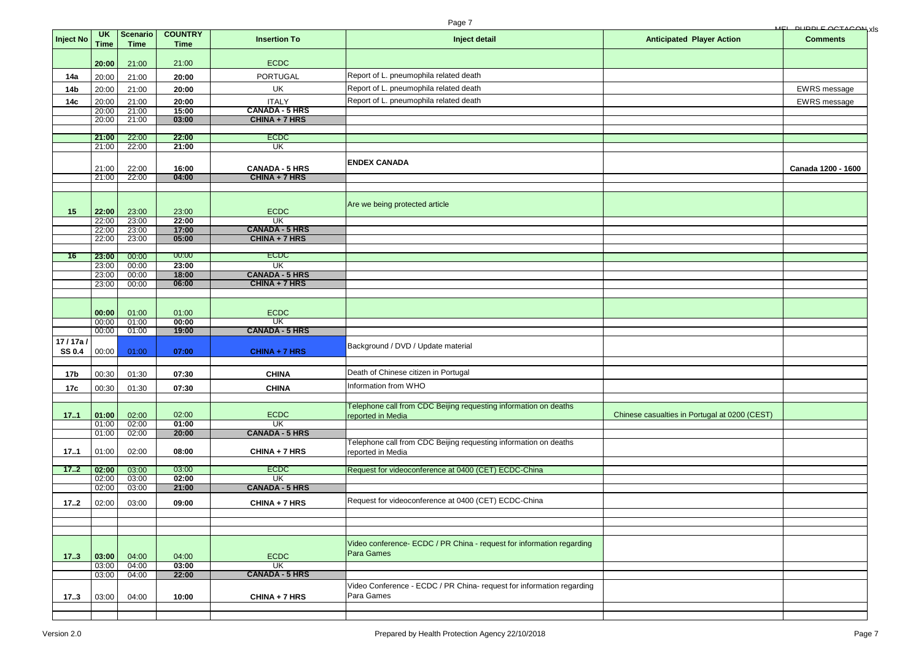| Inject No | UK Time | Scenario Time | COUNTRY Time | Insertion To | Inject detail | Anticipated Player Action | Comments |
|---|---|---|---|---|---|---|---|
| | **20:00** | 21:00 | 21:00 | ECDC | | | |
| **14a** | 20:00 | 21:00 | **20:00** | PORTUGAL | Report of L. pneumophila related death | | |
| **14b** | 20:00 | 21:00 | **20:00** | UK | Report of L. pneumophila related death | | EWRS message |
| **14c** | 20:00 | 21:00 | **20:00** | ITALY | Report of L. pneumophila related death | | EWRS message |
| | 20:00 | 21:00 | **15:00** | **CANADA - 5 HRS** | | | |
| | 20:00 | 21:00 | **03:00** | **CHINA + 7 HRS** | | | |
| | **21:00** | 22:00 | **22:00** | ECDC | | | |
| | 21:00 | 22:00 | **21:00** | UK | | | |
| | 21:00 | 22:00 | **16:00** | **CANADA - 5 HRS** | **ENDEX CANADA** | | **Canada 1200 - 1600** |
| | 21:00 | 22:00 | **04:00** | **CHINA + 7 HRS** | | | |
| **15** | **22:00** | 23:00 | 23:00 | ECDC | Are we being protected article | | |
| | 22:00 | 23:00 | **22:00** | UK | | | |
| | 22:00 | 23:00 | **17:00** | **CANADA - 5 HRS** | | | |
| | 22:00 | 23:00 | **05:00** | **CHINA + 7 HRS** | | | |
| **16** | **23:00** | 00:00 | 00:00 | ECDC | | | |
| | 23:00 | 00:00 | **23:00** | UK | | | |
| | 23:00 | 00:00 | **18:00** | **CANADA - 5 HRS** | | | |
| | 23:00 | 00:00 | **06:00** | **CHINA + 7 HRS** | | | |
| | **00:00** | 01:00 | 01:00 | ECDC | | | |
| | 00:00 | 01:00 | **00:00** | UK | | | |
| | 00:00 | 01:00 | **19:00** | **CANADA - 5 HRS** | | | |
| **17 / 17a / SS 0.4** | 00:00 | 01:00 | **07:00** | **CHINA + 7 HRS** | Background / DVD / Update material | | |
| **17b** | 00:30 | 01:30 | **07:30** | **CHINA** | Death of Chinese citizen in Portugal | | |
| **17c** | 00:30 | 01:30 | **07:30** | **CHINA** | Information from WHO | | |
| **17..1** | **01:00** | 02:00 | 02:00 | ECDC | Telephone call from CDC Beijing requesting information on deaths reported in Media | Chinese casualties in Portugal at 0200 (CEST) | |
| | 01:00 | 02:00 | **01:00** | UK | | | |
| | 01:00 | 02:00 | **20:00** | **CANADA - 5 HRS** | | | |
| **17..1** | 01:00 | 02:00 | **08:00** | **CHINA + 7 HRS** | Telephone call from CDC Beijing requesting information on deaths reported in Media | | |
| **17..2** | **02:00** | 03:00 | 03:00 | ECDC | Request for videoconference at 0400 (CET) ECDC-China | | |
| | 02:00 | 03:00 | **02:00** | UK | | | |
| | 02:00 | 03:00 | **21:00** | **CANADA - 5 HRS** | | | |
| **17..2** | 02:00 | 03:00 | **09:00** | **CHINA + 7 HRS** | Request for videoconference at 0400 (CET) ECDC-China | | |
| **17..3** | **03:00** | 04:00 | 04:00 | ECDC | Video conference- ECDC / PR China - request for information regarding Para Games | | |
| | 03:00 | 04:00 | **03:00** | UK | | | |
| | 03:00 | 04:00 | **22:00** | **CANADA - 5 HRS** | | | |
| **17..3** | 03:00 | 04:00 | **10:00** | **CHINA + 7 HRS** | Video Conference - ECDC / PR China- request for information regarding Para Games | | |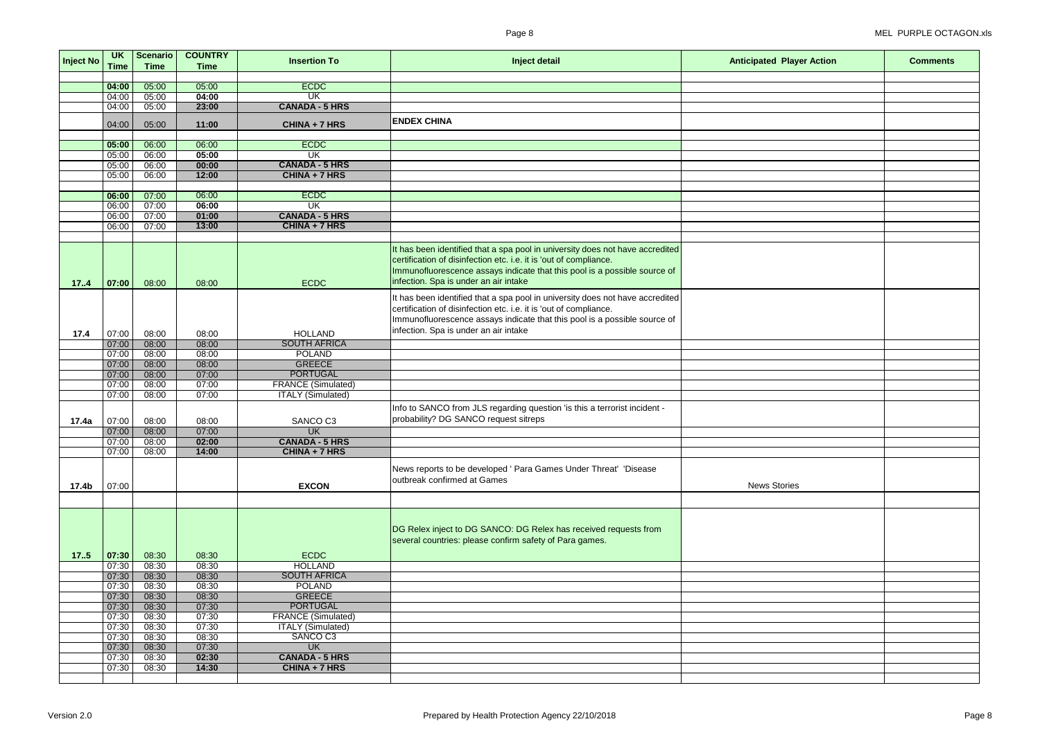| Inject No | UK Time | Scenario Time | COUNTRY Time | Insertion To | Inject detail | Anticipated Player Action | Comments |
|---|---|---|---|---|---|---|---|
| | | | | | | | |
| | **04:00** | 05:00 | 05:00 | ECDC | | | |
| | 04:00 | 05:00 | **04:00** | UK | | | |
| | 04:00 | 05:00 | **23:00** | **CANADA - 5 HRS** | | | |
| | 04:00 | 05:00 | **11:00** | **CHINA + 7 HRS** | **ENDEX CHINA** | | |
| | | | | | | | |
| | **05:00** | 06:00 | 06:00 | ECDC | | | |
| | 05:00 | 06:00 | **05:00** | UK | | | |
| | 05:00 | 06:00 | **00:00** | **CANADA - 5 HRS** | | | |
| | 05:00 | 06:00 | **12:00** | **CHINA + 7 HRS** | | | |
| | | | | | | | |
| | **06:00** | 07:00 | 06:00 | ECDC | | | |
| | 06:00 | 07:00 | **06:00** | UK | | | |
| | 06:00 | 07:00 | **01:00** | **CANADA - 5 HRS** | | | |
| | 06:00 | 07:00 | **13:00** | **CHINA + 7 HRS** | | | |
| | | | | | | | |
| **17..4** | **07:00** | 08:00 | 08:00 | ECDC | It has been identified that a spa pool in university does not have accredited certification of disinfection etc. i.e. it is 'out of compliance. Immunofluorescence assays indicate that this pool is a possible source of infection. Spa is under an air intake | | |
| **17.4** | 07:00 | 08:00 | 08:00 | HOLLAND | It has been identified that a spa pool in university does not have accredited certification of disinfection etc. i.e. it is 'out of compliance. Immunofluorescence assays indicate that this pool is a possible source of infection. Spa is under an air intake | | |
| | 07:00 | 08:00 | 08:00 | SOUTH AFRICA | | | |
| | 07:00 | 08:00 | 08:00 | POLAND | | | |
| | 07:00 | 08:00 | 08:00 | GREECE | | | |
| | 07:00 | 08:00 | 07:00 | PORTUGAL | | | |
| | 07:00 | 08:00 | 07:00 | FRANCE (Simulated) | | | |
| | 07:00 | 08:00 | 07:00 | ITALY (Simulated) | | | |
| **17.4a** | 07:00 | 08:00 | 08:00 | SANCO C3 | Info to SANCO from JLS regarding question 'is this a terrorist incident - probability? DG SANCO request sitreps | | |
| | 07:00 | 08:00 | 07:00 | UK | | | |
| | 07:00 | 08:00 | **02:00** | **CANADA - 5 HRS** | | | |
| | 07:00 | 08:00 | **14:00** | **CHINA + 7 HRS** | | | |
| **17.4b** | 07:00 | | | **EXCON** | News reports to be developed ' Para Games Under Threat' 'Disease outbreak confirmed at Games | News Stories | |
| | | | | | | | |
| **17..5** | **07:30** | 08:30 | 08:30 | ECDC | DG Relex inject to DG SANCO: DG Relex has received requests from several countries: please confirm safety of Para games. | | |
| | 07:30 | 08:30 | 08:30 | HOLLAND | | | |
| | 07:30 | 08:30 | 08:30 | SOUTH AFRICA | | | |
| | 07:30 | 08:30 | 08:30 | POLAND | | | |
| | 07:30 | 08:30 | 08:30 | GREECE | | | |
| | 07:30 | 08:30 | 07:30 | PORTUGAL | | | |
| | 07:30 | 08:30 | 07:30 | FRANCE (Simulated) | | | |
| | 07:30 | 08:30 | 07:30 | ITALY (Simulated) | | | |
| | 07:30 | 08:30 | 08:30 | SANCO C3 | | | |
| | 07:30 | 08:30 | 07:30 | UK | | | |
| | 07:30 | 08:30 | **02:30** | **CANADA - 5 HRS** | | | |
| | 07:30 | 08:30 | **14:30** | **CHINA + 7 HRS** | | | |
| | | | | | | | |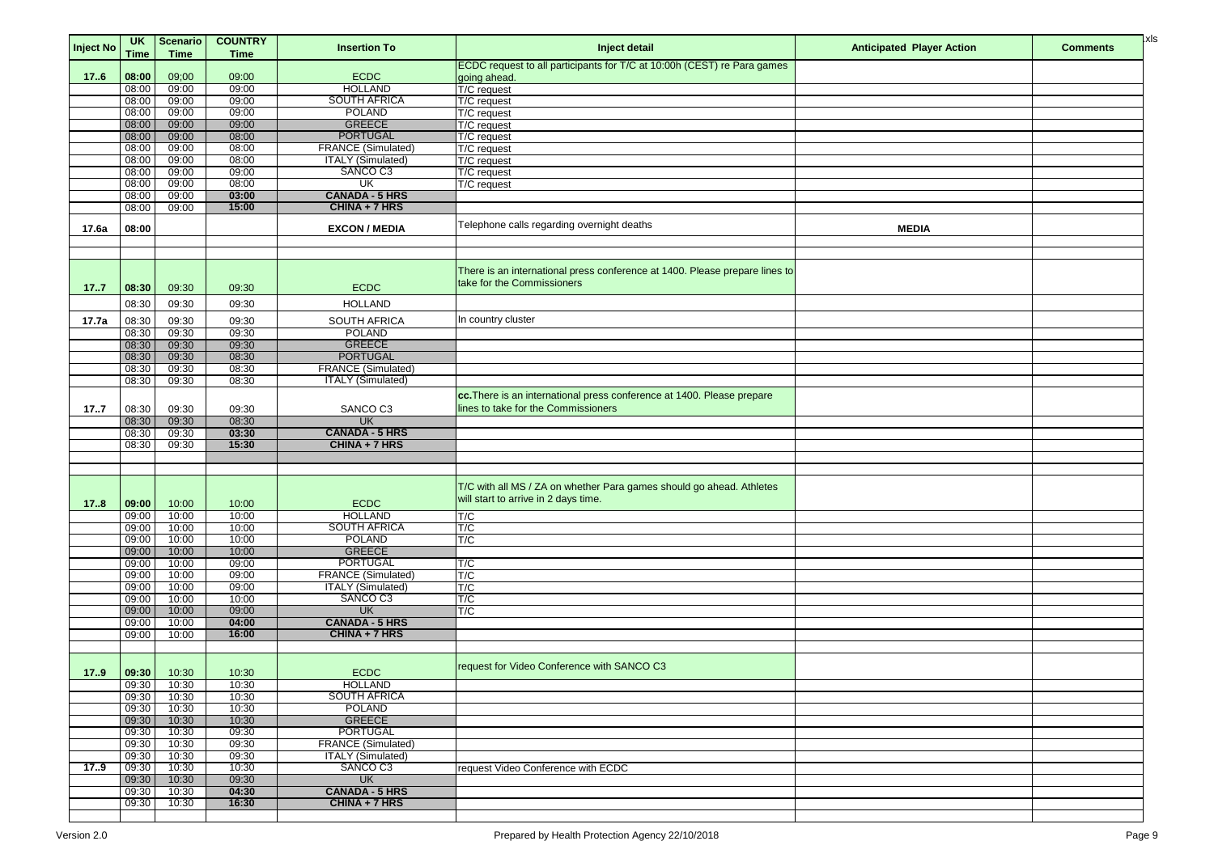| Inject No | UK Time | Scenario Time | COUNTRY Time | Insertion To | Inject detail | Anticipated Player Action | Comments |
|---|---|---|---|---|---|---|---|
| 17..6 | 08:00 | 09:00 | 09:00 | ECDC | ECDC request to all participants for T/C at 10:00h (CEST) re Para games going ahead. | | |
| | 08:00 | 09:00 | 09:00 | HOLLAND | T/C request | | |
| | 08:00 | 09:00 | 09:00 | SOUTH AFRICA | T/C request | | |
| | 08:00 | 09:00 | 09:00 | POLAND | T/C request | | |
| | 08:00 | 09:00 | 09:00 | GREECE | T/C request | | |
| | 08:00 | 09:00 | 08:00 | PORTUGAL | T/C request | | |
| | 08:00 | 09:00 | 08:00 | FRANCE (Simulated) | T/C request | | |
| | 08:00 | 09:00 | 08:00 | ITALY (Simulated) | T/C request | | |
| | 08:00 | 09:00 | 09:00 | SANCO C3 | T/C request | | |
| | 08:00 | 09:00 | 08:00 | UK | T/C request | | |
| | 08:00 | 09:00 | 03:00 | CANADA - 5 HRS | | | |
| | 08:00 | 09:00 | 15:00 | CHINA + 7 HRS | | | |
| 17.6a | 08:00 | | | EXCON / MEDIA | Telephone calls regarding overnight deaths | MEDIA | |
| | | | | | | | |
| | | | | | | | |
| 17..7 | 08:30 | 09:30 | 09:30 | ECDC | There is an international press conference at 1400. Please prepare lines to take for the Commissioners | | |
| | 08:30 | 09:30 | 09:30 | HOLLAND | | | |
| 17.7a | 08:30 | 09:30 | 09:30 | SOUTH AFRICA | In country cluster | | |
| | 08:30 | 09:30 | 09:30 | POLAND | | | |
| | 08:30 | 09:30 | 09:30 | GREECE | | | |
| | 08:30 | 09:30 | 08:30 | PORTUGAL | | | |
| | 08:30 | 09:30 | 08:30 | FRANCE (Simulated) | | | |
| | 08:30 | 09:30 | 08:30 | ITALY (Simulated) | | | |
| 17..7 | 08:30 | 09:30 | 09:30 | SANCO C3 | **cc.** There is an international press conference at 1400. Please prepare lines to take for the Commissioners | | |
| | 08:30 | 09:30 | 08:30 | UK | | | |
| | 08:30 | 09:30 | 03:30 | CANADA - 5 HRS | | | |
| | 08:30 | 09:30 | 15:30 | CHINA + 7 HRS | | | |
| | | | | | | | |
| | | | | | | | |
| 17..8 | 09:00 | 10:00 | 10:00 | ECDC | T/C with all MS / ZA on whether Para games should go ahead. Athletes will start to arrive in 2 days time. | | |
| | 09:00 | 10:00 | 10:00 | HOLLAND | T/C | | |
| | 09:00 | 10:00 | 10:00 | SOUTH AFRICA | T/C | | |
| | 09:00 | 10:00 | 10:00 | POLAND | T/C | | |
| | 09:00 | 10:00 | 10:00 | GREECE | | | |
| | 09:00 | 10:00 | 09:00 | PORTUGAL | T/C | | |
| | 09:00 | 10:00 | 09:00 | FRANCE (Simulated) | T/C | | |
| | 09:00 | 10:00 | 09:00 | ITALY (Simulated) | T/C | | |
| | 09:00 | 10:00 | 10:00 | SANCO C3 | T/C | | |
| | 09:00 | 10:00 | 09:00 | UK | T/C | | |
| | 09:00 | 10:00 | 04:00 | CANADA - 5 HRS | | | |
| | 09:00 | 10:00 | 16:00 | CHINA + 7 HRS | | | |
| | | | | | | | |
| 17..9 | 09:30 | 10:30 | 10:30 | ECDC | request for Video Conference with SANCO C3 | | |
| | 09:30 | 10:30 | 10:30 | HOLLAND | | | |
| | 09:30 | 10:30 | 10:30 | SOUTH AFRICA | | | |
| | 09:30 | 10:30 | 10:30 | POLAND | | | |
| | 09:30 | 10:30 | 10:30 | GREECE | | | |
| | 09:30 | 10:30 | 09:30 | PORTUGAL | | | |
| | 09:30 | 10:30 | 09:30 | FRANCE (Simulated) | | | |
| | 09:30 | 10:30 | 09:30 | ITALY (Simulated) | | | |
| 17..9 | 09:30 | 10:30 | 10:30 | SANCO C3 | request Video Conference with ECDC | | |
| | 09:30 | 10:30 | 09:30 | UK | | | |
| | 09:30 | 10:30 | 04:30 | CANADA - 5 HRS | | | |
| | 09:30 | 10:30 | 16:30 | CHINA + 7 HRS | | | |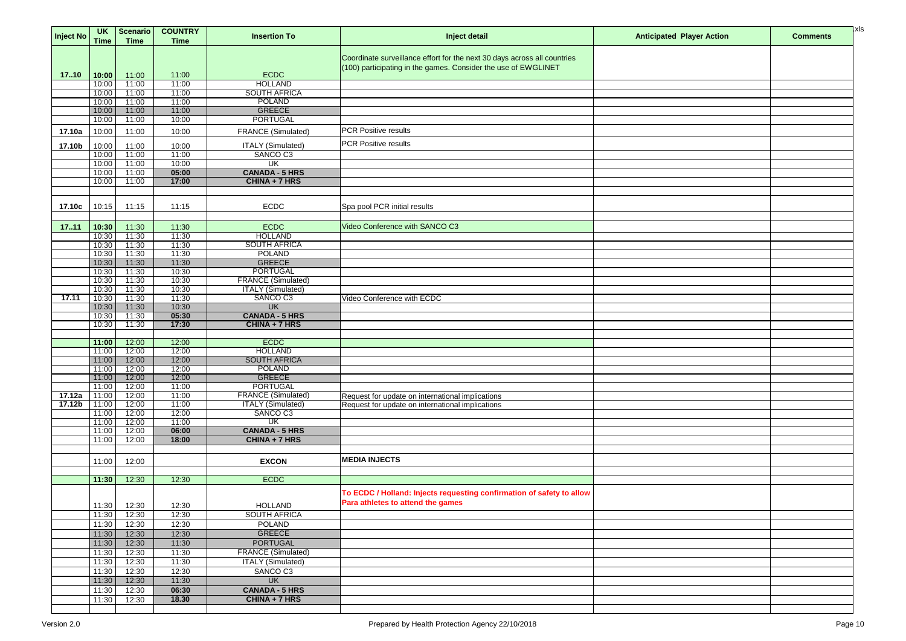| Inject No | UK Time | Scenario Time | COUNTRY Time | Insertion To | Inject detail | Anticipated Player Action | Comments |
|---|---|---|---|---|---|---|---|
| 17..10 | **10:00** | 11:00 | 11:00 | ECDC | Coordinate surveillance effort for the next 30 days across all countries (100) participating in the games. Consider the use of EWGLINET | | |
| | 10:00 | 11:00 | 11:00 | HOLLAND | | | |
| | 10:00 | 11:00 | 11:00 | SOUTH AFRICA | | | |
| | 10:00 | 11:00 | 11:00 | POLAND | | | |
| | 10:00 | 11:00 | 11:00 | GREECE | | | |
| | 10:00 | 11:00 | 10:00 | PORTUGAL | | | |
| **17.10a** | 10:00 | 11:00 | 10:00 | FRANCE (Simulated) | PCR Positive results | | |
| **17.10b** | 10:00 | 11:00 | 10:00 | ITALY (Simulated) | PCR Positive results | | |
| | 10:00 | 11:00 | 11:00 | SANCO C3 | | | |
| | 10:00 | 11:00 | 10:00 | UK | | | |
| | 10:00 | 11:00 | **05:00** | **CANADA - 5 HRS** | | | |
| | 10:00 | 11:00 | **17:00** | **CHINA + 7 HRS** | | | |
| | | | | | | | |
| **17.10c** | 10:15 | 11:15 | 11:15 | ECDC | Spa pool PCR initial results | | |
| | | | | | | | |
| **17..11** | **10:30** | 11:30 | 11:30 | ECDC | Video Conference with SANCO C3 | | |
| | 10:30 | 11:30 | 11:30 | HOLLAND | | | |
| | 10:30 | 11:30 | 11:30 | SOUTH AFRICA | | | |
| | 10:30 | 11:30 | 11:30 | POLAND | | | |
| | 10:30 | 11:30 | 11:30 | GREECE | | | |
| | 10:30 | 11:30 | 10:30 | PORTUGAL | | | |
| | 10:30 | 11:30 | 10:30 | FRANCE (Simulated) | | | |
| | 10:30 | 11:30 | 10:30 | ITALY (Simulated) | | | |
| **17.11** | 10:30 | 11:30 | 11:30 | SANCO C3 | Video Conference with ECDC | | |
| | 10:30 | 11:30 | 10:30 | UK | | | |
| | 10:30 | 11:30 | **05:30** | **CANADA - 5 HRS** | | | |
| | 10:30 | 11:30 | **17:30** | **CHINA + 7 HRS** | | | |
| | | | | | | | |
| | **11:00** | 12:00 | 12:00 | ECDC | | | |
| | 11:00 | 12:00 | 12:00 | HOLLAND | | | |
| | 11:00 | 12:00 | 12:00 | SOUTH AFRICA | | | |
| | 11:00 | 12:00 | 12:00 | POLAND | | | |
| | 11:00 | 12:00 | 12:00 | GREECE | | | |
| | 11:00 | 12:00 | 11:00 | PORTUGAL | | | |
| **17.12a** | 11:00 | 12:00 | 11:00 | FRANCE (Simulated) | Request for update on international implications | | |
| **17.12b** | 11:00 | 12:00 | 11:00 | ITALY (Simulated) | Request for update on international implications | | |
| | 11:00 | 12:00 | 12:00 | SANCO C3 | | | |
| | 11:00 | 12:00 | 11:00 | UK | | | |
| | 11:00 | 12:00 | **06:00** | **CANADA - 5 HRS** | | | |
| | 11:00 | 12:00 | **18:00** | **CHINA + 7 HRS** | | | |
| | | | | | | | |
| | 11:00 | 12:00 | | **EXCON** | **MEDIA INJECTS** | | |
| | | | | | | | |
| | **11:30** | 12:30 | 12:30 | ECDC | | | |
| | 11:30 | 12:30 | 12:30 | HOLLAND | **To ECDC / Holland: Injects requesting confirmation of safety to allow Para athletes to attend the games** | | |
| | 11:30 | 12:30 | 12:30 | SOUTH AFRICA | | | |
| | 11:30 | 12:30 | 12:30 | POLAND | | | |
| | 11:30 | 12:30 | 12:30 | GREECE | | | |
| | 11:30 | 12:30 | 11:30 | PORTUGAL | | | |
| | 11:30 | 12:30 | 11:30 | FRANCE (Simulated) | | | |
| | 11:30 | 12:30 | 11:30 | ITALY (Simulated) | | | |
| | 11:30 | 12:30 | 12:30 | SANCO C3 | | | |
| | 11:30 | 12:30 | 11:30 | UK | | | |
| | 11:30 | 12:30 | **06:30** | **CANADA - 5 HRS** | | | |
| | 11:30 | 12:30 | **18.30** | **CHINA + 7 HRS** | | | |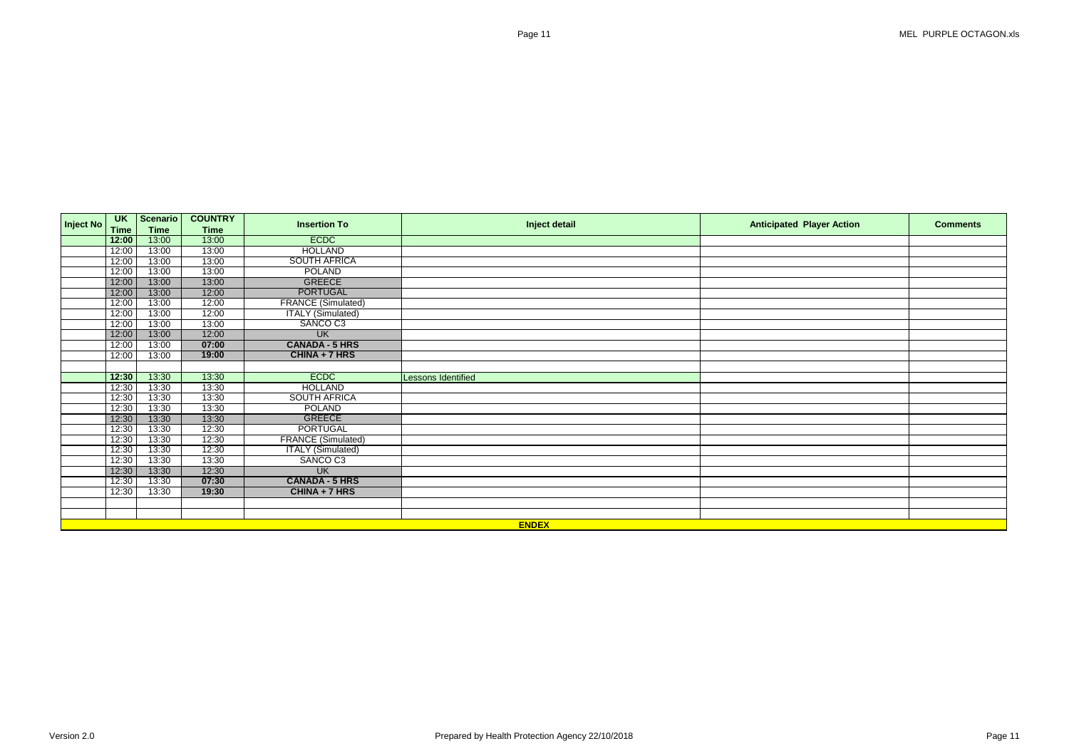| Inject No | UK Time | Scenario Time | COUNTRY Time | Insertion To | Inject detail | Anticipated Player Action | Comments |
|---|---|---|---|---|---|---|---|
| | **12:00** | 13:00 | 13:00 | ECDC | | | |
| | 12:00 | 13:00 | 13:00 | HOLLAND | | | |
| | 12:00 | 13:00 | 13:00 | SOUTH AFRICA | | | |
| | 12:00 | 13:00 | 13:00 | POLAND | | | |
| | 12:00 | 13:00 | 13:00 | GREECE | | | |
| | 12:00 | 13:00 | 12:00 | PORTUGAL | | | |
| | 12:00 | 13:00 | 12:00 | FRANCE (Simulated) | | | |
| | 12:00 | 13:00 | 12:00 | ITALY (Simulated) | | | |
| | 12:00 | 13:00 | 13:00 | SANCO C3 | | | |
| | 12:00 | 13:00 | 12:00 | UK | | | |
| | 12:00 | 13:00 | **07:00** | **CANADA - 5 HRS** | | | |
| | 12:00 | 13:00 | **19:00** | **CHINA + 7 HRS** | | | |
| | | | | | | | |
| | **12:30** | 13:30 | 13:30 | ECDC | Lessons Identified | | |
| | 12:30 | 13:30 | 13:30 | HOLLAND | | | |
| | 12:30 | 13:30 | 13:30 | SOUTH AFRICA | | | |
| | 12:30 | 13:30 | 13:30 | POLAND | | | |
| | 12:30 | 13:30 | 13:30 | GREECE | | | |
| | 12:30 | 13:30 | 12:30 | PORTUGAL | | | |
| | 12:30 | 13:30 | 12:30 | FRANCE (Simulated) | | | |
| | 12:30 | 13:30 | 12:30 | ITALY (Simulated) | | | |
| | 12:30 | 13:30 | 13:30 | SANCO C3 | | | |
| | 12:30 | 13:30 | 12:30 | UK | | | |
| | 12:30 | 13:30 | **07:30** | **CANADA - 5 HRS** | | | |
| | 12:30 | 13:30 | **19:30** | **CHINA + 7 HRS** | | | |
| | | | | | | | |
| | | | | | | | |
| | | | | | **ENDEX** | | |